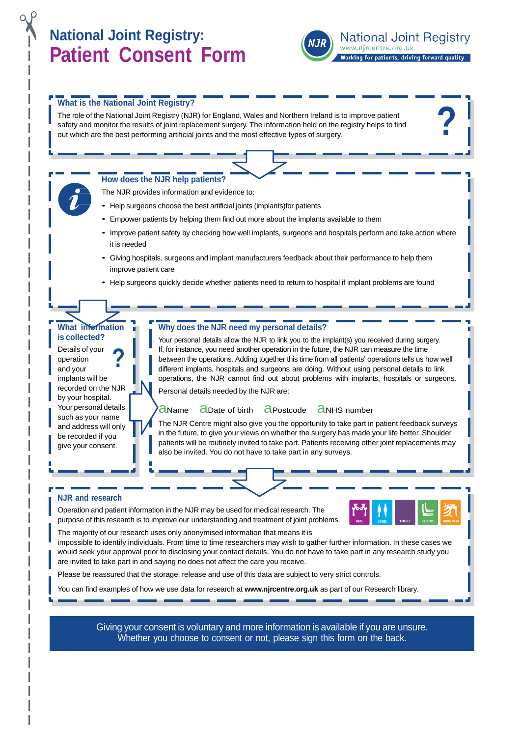# National Joint Registry: Patient Consent Form

National Joint Registry
www.njrcentre.org.uk
Working for patients, driving forward quality

## What is the National Joint Registry?

The role of the National Joint Registry (NJR) for England, Wales and Northern Ireland is to improve patient safety and monitor the results of joint replacement surgery. The information held on the registry helps to find out which are the best performing artificial joints and the most effective types of surgery.

## How does the NJR help patients?

The NJR provides information and evidence to:

- Help surgeons choose the best artificial joints (implants)for patients
- Empower patients by helping them find out more about the implants available to them
- Improve patient safety by checking how well implants, surgeons and hospitals perform and take action where it is needed
- Giving hospitals, surgeons and implant manufacturers feedback about their performance to help them improve patient care
- Help surgeons quickly decide whether patients need to return to hospital if implant problems are found

## What information is collected?

Details of your operation and your implants will be recorded on the NJR by your hospital. Your personal details such as your name and address will only be recorded if you give your consent.

## Why does the NJR need my personal details?

Your personal details allow the NJR to link you to the implant(s) you received during surgery. If, for instance, you need another operation in the future, the NJR can measure the time between the operations. Adding together this time from all patients' operations tells us how well different implants, hospitals and surgeons are doing. Without using personal details to link operations, the NJR cannot find out about problems with implants, hospitals or surgeons.

Personal details needed by the NJR are:

- Name
- Date of birth
- Postcode
- NHS number

The NJR Centre might also give you the opportunity to take part in patient feedback surveys in the future, to give your views on whether the surgery has made your life better. Shoulder patients will be routinely invited to take part. Patients receiving other joint replacements may also be invited. You do not have to take part in any surveys.

## NJR and research

Operation and patient information in the NJR may be used for medical research. The purpose of this research is to improve our understanding and treatment of joint problems.

HIPS KNEES ANKLES ELBOWS SHOULDERS

The majority of our research uses only anonymised information that means it is impossible to identify individuals. From time to time researchers may wish to gather further information. In these cases we would seek your approval prior to disclosing your contact details. You do not have to take part in any research study you are invited to take part in and saying no does not affect the care you receive.

Please be reassured that the storage, release and use of this data are subject to very strict controls.

You can find examples of how we use data for research at **www.njrcentre.org.uk** as part of our Research library.

Giving your consent is voluntary and more information is available if you are unsure. Whether you choose to consent or not, please sign this form on the back.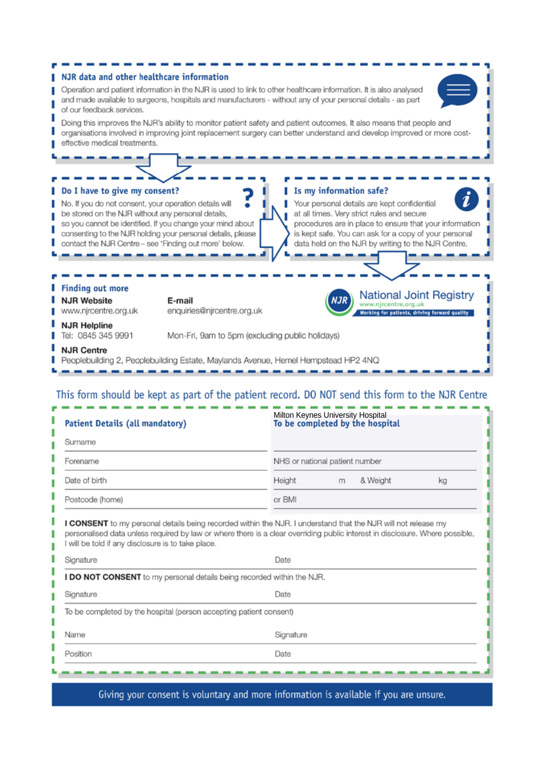## NJR data and other healthcare information

Operation and patient information in the NJR is used to link to other healthcare information. It is also analysed and made available to surgeons, hospitals and manufacturers - without any of your personal details - as part of our feedback services.

Doing this improves the NJR's ability to monitor patient safety and patient outcomes. It also means that people and organisations involved in improving joint replacement surgery can better understand and develop improved or more cost-effective medical treatments.

## Do I have to give my consent?

No. If you do not consent, your operation details will be stored on the NJR without any personal details, so you cannot be identified. If you change your mind about consenting to the NJR holding your personal details, please contact the NJR Centre – see 'Finding out more' below.

## Is my information safe?

Your personal details are kept confidential at all times. Very strict rules and secure procedures are in place to ensure that your information is kept safe. You can ask for a copy of your personal data held on the NJR by writing to the NJR Centre.

## Finding out more

**NJR Website**
www.njrcentre.org.uk

**E-mail**
enquiries@njrcentre.org.uk

**NJR Helpline**
Tel: 0845 345 9991 Mon-Fri, 9am to 5pm (excluding public holidays)

**NJR Centre**
Peoplebuilding 2, Peoplebuilding Estate, Maylands Avenue, Hemel Hempstead HP2 4NQ

National Joint Registry
www.njrcentre.org.uk
Working for patients, driving forward quality

This form should be kept as part of the patient record. DO NOT send this form to the NJR Centre

| Patient Details (all mandatory) | Milton Keynes University Hospital<br>To be completed by the hospital |
| --- | --- |
| Surname | |
| Forename | NHS or national patient number |
| Date of birth | Height m & Weight kg |
| Postcode (home) | or BMI |

**I CONSENT** to my personal details being recorded within the NJR. I understand that the NJR will not release my personalised data unless required by law or where there is a clear overriding public interest in disclosure. Where possible, I will be told if any disclosure is to take place.

Signature Date

**I DO NOT CONSENT** to my personal details being recorded within the NJR.

Signature Date

To be completed by the hospital (person accepting patient consent)

Name Signature

Position Date

Giving your consent is voluntary and more information is available if you are unsure.